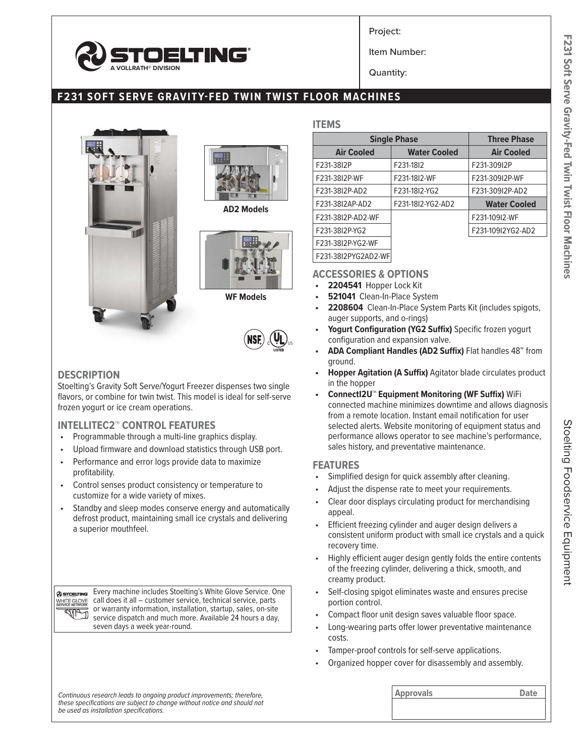Project:

Item Number:

Quantity:

# F231 SOFT SERVE GRAVITY-FED TWIN TWIST FLOOR MACHINES

AD2 Models

WF Models

## ITEMS

| Single Phase | | Three Phase |
|---|---|---|
| **Air Cooled** | **Water Cooled** | **Air Cooled** |
| F231-38I2P | F231-18I2 | F231-309I2P |
| F231-38I2P-WF | F231-18I2-WF | F231-309I2P-WF |
| F231-38I2P-AD2 | F231-18I2-YG2 | F231-309I2P-AD2 |
| F231-38I2AP-AD2 | F231-18I2-YG2-AD2 | **Water Cooled** |
| F231-38I2P-AD2-WF | | F231-109I2-WF |
| F231-38I2P-YG2 | | F231-109I2YG2-AD2 |
| F231-38I2P-YG2-WF | | |
| F231-38I2PYG2AD2-WF | | |

## DESCRIPTION

Stoelting's Gravity Soft Serve/Yogurt Freezer dispenses two single flavors, or combine for twin twist. This model is ideal for self-serve frozen yogurt or ice cream operations.

## INTELLITEC2™ CONTROL FEATURES

- Programmable through a multi-line graphics display.
- Upload firmware and download statistics through USB port.
- Performance and error logs provide data to maximize profitability.
- Control senses product consistency or temperature to customize for a wide variety of mixes.
- Standby and sleep modes conserve energy and automatically defrost product, maintaining small ice crystals and delivering a superior mouthfeel.

Every machine includes Stoelting's White Glove Service. One call does it all – customer service, technical service, parts or warranty information, installation, startup, sales, on-site service dispatch and much more. Available 24 hours a day, seven days a week year-round.

## ACCESSORIES & OPTIONS

- **2204541** Hopper Lock Kit
- **521041** Clean-In-Place System
- **2208604** Clean-In-Place System Parts Kit (includes spigots, auger supports, and o-rings)
- **Yogurt Configuration (YG2 Suffix)** Specific frozen yogurt configuration and expansion valve.
- **ADA Compliant Handles (AD2 Suffix)** Flat handles 48" from ground.
- **Hopper Agitation (A Suffix)** Agitator blade circulates product in the hopper
- **ConnectI2U™ Equipment Monitoring (WF Suffix)** WiFi connected machine minimizes downtime and allows diagnosis from a remote location. Instant email notification for user selected alerts. Website monitoring of equipment status and performance allows operator to see machine's performance, sales history, and preventative maintenance.

## FEATURES

- Simplified design for quick assembly after cleaning.
- Adjust the dispense rate to meet your requirements.
- Clear door displays circulating product for merchandising appeal.
- Efficient freezing cylinder and auger design delivers a consistent uniform product with small ice crystals and a quick recovery time.
- Highly efficient auger design gently folds the entire contents of the freezing cylinder, delivering a thick, smooth, and creamy product.
- Self-closing spigot eliminates waste and ensures precise portion control.
- Compact floor unit design saves valuable floor space.
- Long-wearing parts offer lower preventative maintenance costs.
- Tamper-proof controls for self-serve applications.
- Organized hopper cover for disassembly and assembly.

*Continuous research leads to ongoing product improvements; therefore, these specifications are subject to change without notice and should not be used as installation specifications.*

| Approvals | Date |
|---|---|
| | |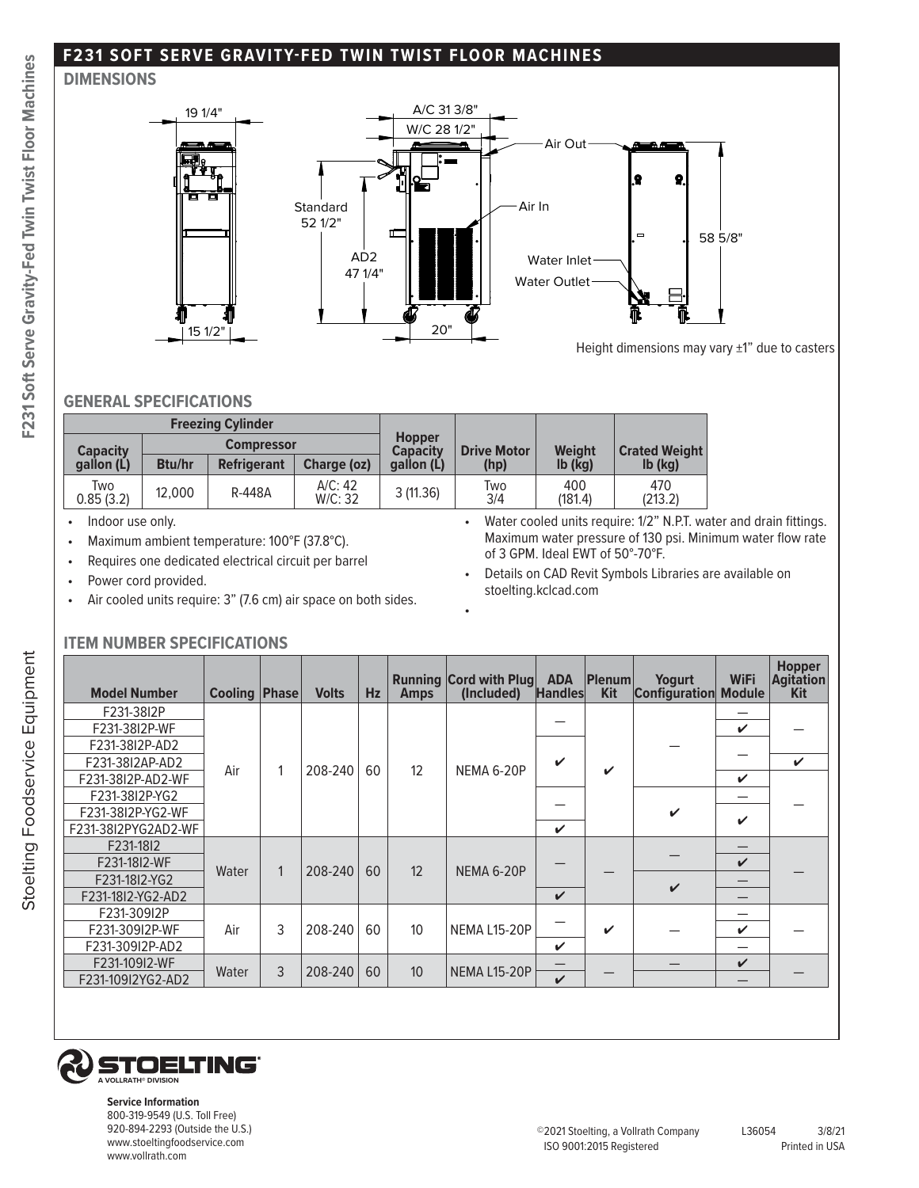# F231 SOFT SERVE GRAVITY-FED TWIN TWIST FLOOR MACHINES

## DIMENSIONS

19 1/4"

15 1/2"

A/C 31 3/8"

W/C 28 1/2"

Standard 52 1/2"

AD2 47 1/4"

20"

Air Out

Air In

Water Inlet

Water Outlet

58 5/8"

Height dimensions may vary ±1" due to casters

## GENERAL SPECIFICATIONS

| Freezing Cylinder | | | | Hopper Capacity gallon (L) | Drive Motor (hp) | Weight lb (kg) | Crated Weight lb (kg) |
|---|---|---|---|---|---|---|---|
| Capacity gallon (L) | Compressor | | | | | | |
| | Btu/hr | Refrigerant | Charge (oz) | | | | |
| Two 0.85 (3.2) | 12,000 | R-448A | A/C: 42 W/C: 32 | 3 (11.36) | Two 3/4 | 400 (181.4) | 470 (213.2) |

- Indoor use only.
- Maximum ambient temperature: 100°F (37.8°C).
- Requires one dedicated electrical circuit per barrel
- Power cord provided.
- Air cooled units require: 3" (7.6 cm) air space on both sides.
- Water cooled units require: 1/2" N.P.T. water and drain fittings. Maximum water pressure of 130 psi. Minimum water flow rate of 3 GPM. Ideal EWT of 50°-70°F.
- Details on CAD Revit Symbols Libraries are available on stoelting.kclcad.com

## ITEM NUMBER SPECIFICATIONS

| Model Number | Cooling | Phase | Volts | Hz | Running Amps | Cord with Plug (Included) | ADA Handles | Plenum Kit | Yogurt Configuration | WiFi Module | Hopper Agitation Kit |
|---|---|---|---|---|---|---|---|---|---|---|---|
| F231-38I2P | Air | 1 | 208-240 | 60 | 12 | NEMA 6-20P | — | ✔ | — | — | — |
| F231-38I2P-WF | Air | 1 | 208-240 | 60 | 12 | NEMA 6-20P | — | ✔ | — | ✔ | — |
| F231-38I2P-AD2 | Air | 1 | 208-240 | 60 | 12 | NEMA 6-20P | ✔ | ✔ | — | — | — |
| F231-38I2AP-AD2 | Air | 1 | 208-240 | 60 | 12 | NEMA 6-20P | ✔ | ✔ | — | — | ✔ |
| F231-38I2P-AD2-WF | Air | 1 | 208-240 | 60 | 12 | NEMA 6-20P | ✔ | ✔ | — | ✔ | — |
| F231-38I2P-YG2 | Air | 1 | 208-240 | 60 | 12 | NEMA 6-20P | — | ✔ | ✔ | — | — |
| F231-38I2P-YG2-WF | Air | 1 | 208-240 | 60 | 12 | NEMA 6-20P | — | ✔ | ✔ | ✔ | — |
| F231-38I2PYG2AD2-WF | Air | 1 | 208-240 | 60 | 12 | NEMA 6-20P | ✔ | ✔ | ✔ | ✔ | — |
| F231-18I2 | Water | 1 | 208-240 | 60 | 12 | NEMA 6-20P | — | — | — | — | — |
| F231-18I2-WF | Water | 1 | 208-240 | 60 | 12 | NEMA 6-20P | — | — | — | ✔ | — |
| F231-18I2-YG2 | Water | 1 | 208-240 | 60 | 12 | NEMA 6-20P | — | — | ✔ | — | — |
| F231-18I2-YG2-AD2 | Water | 1 | 208-240 | 60 | 12 | NEMA 6-20P | ✔ | — | ✔ | — | — |
| F231-309I2P | Air | 3 | 208-240 | 60 | 10 | NEMA L15-20P | — | ✔ | — | — | — |
| F231-309I2P-WF | Air | 3 | 208-240 | 60 | 10 | NEMA L15-20P | — | ✔ | — | ✔ | — |
| F231-309I2P-AD2 | Air | 3 | 208-240 | 60 | 10 | NEMA L15-20P | ✔ | ✔ | — | — | — |
| F231-109I2-WF | Water | 3 | 208-240 | 60 | 10 | NEMA L15-20P | — | — | — | ✔ | — |
| F231-109I2YG2-AD2 | Water | 3 | 208-240 | 60 | 10 | NEMA L15-20P | ✔ | — | | — | — |

STOELTING
A VOLLRATH® DIVISION

**Service Information**
800-319-9549 (U.S. Toll Free)
920-894-2293 (Outside the U.S.)
www.stoeltingfoodservice.com
www.vollrath.com

©2021 Stoelting, a Vollrath Company
ISO 9001:2015 Registered

L36054 3/8/21
Printed in USA